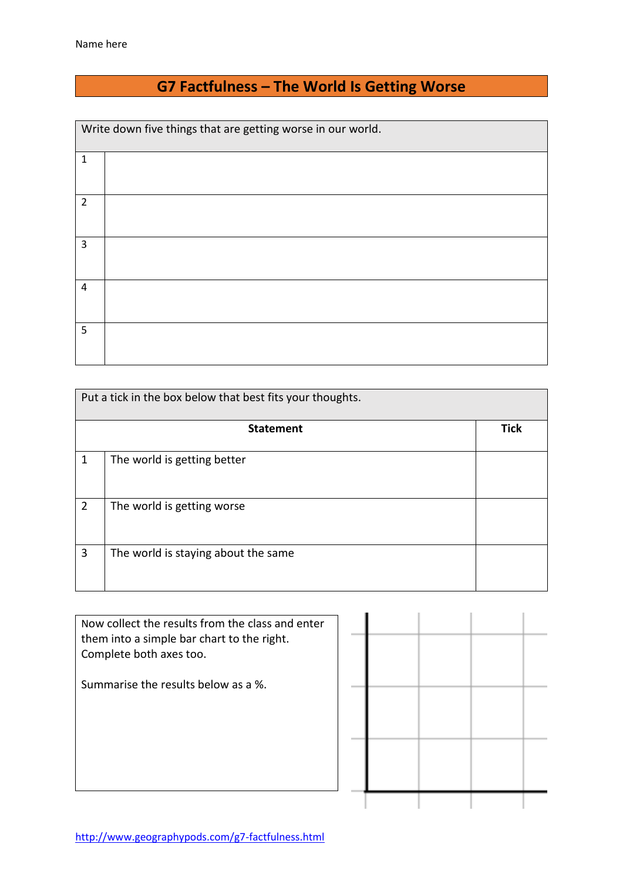Name here

# G7 Factfulness – The World Is Getting Worse

| Write down five things that are getting worse in our world. | |
|---|---|
| 1 | |
| 2 | |
| 3 | |
| 4 | |
| 5 | |

Put a tick in the box below that best fits your thoughts.

| | Statement | Tick |
|---|---|---|
| 1 | The world is getting better | |
| 2 | The world is getting worse | |
| 3 | The world is staying about the same | |

Now collect the results from the class and enter them into a simple bar chart to the right. Complete both axes too.

Summarise the results below as a %.

http://www.geographypods.com/g7-factfulness.html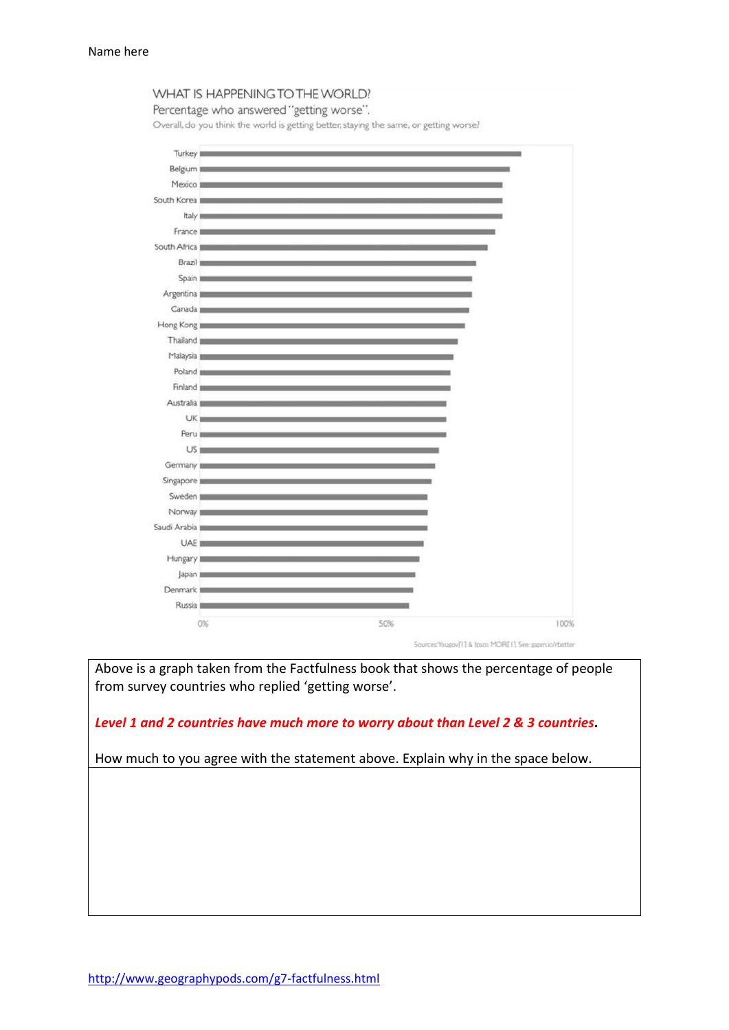Name here

WHAT IS HAPPENING TO THE WORLD?

Percentage who answered "getting worse".

Overall, do you think the world is getting better, staying the same, or getting worse?

Turkey
Belgium
Mexico
South Korea
Italy
France
South Africa
Brazil
Spain
Argentina
Canada
Hong Kong
Thailand
Malaysia
Poland
Finland
Australia
UK
Peru
US
Germany
Singapore
Sweden
Norway
Saudi Arabia
UAE
Hungary
Japan
Denmark
Russia

0% 50% 100%

Sources: Yougov[1] & Ipsos MORI[1] See: gapm.io/rbetter

Above is a graph taken from the Factfulness book that shows the percentage of people from survey countries who replied 'getting worse'.

***Level 1 and 2 countries have much more to worry about than Level 2 & 3 countries.***

How much to you agree with the statement above. Explain why in the space below.

http://www.geographypods.com/g7-factfulness.html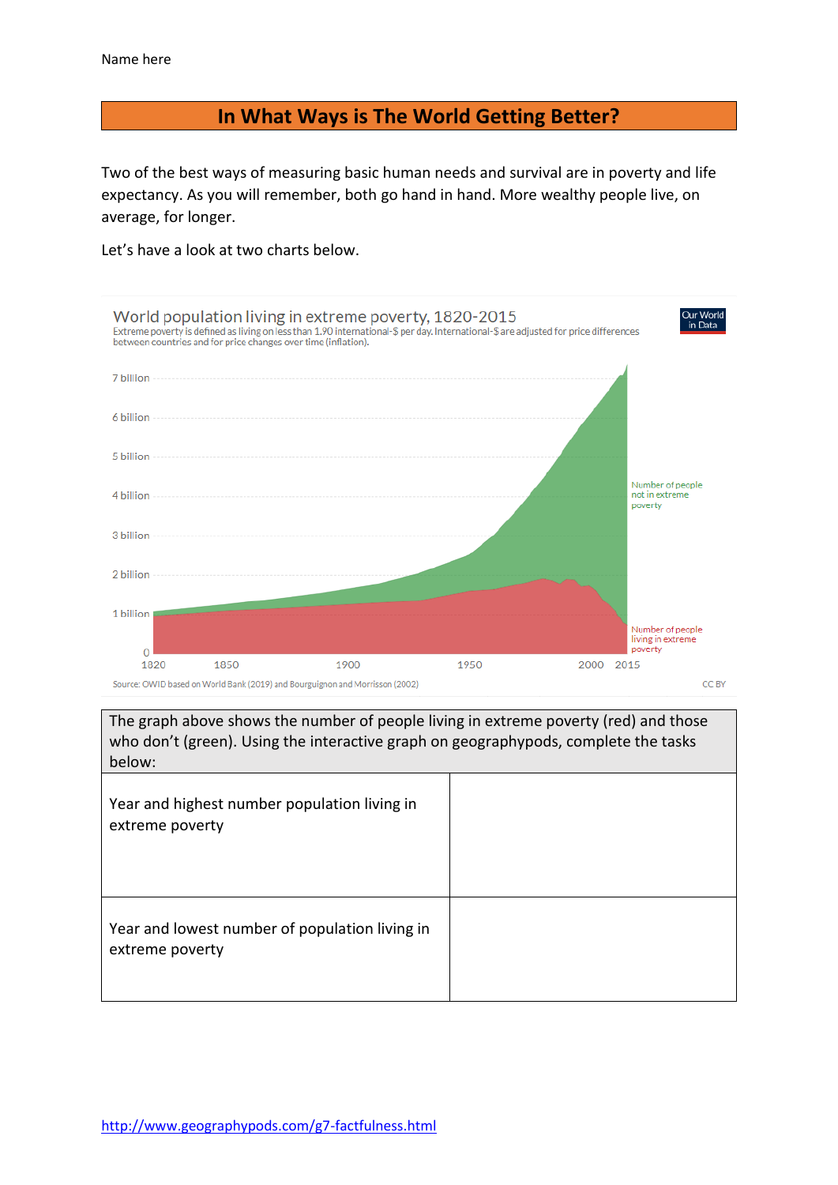Name here

# In What Ways is The World Getting Better?

Two of the best ways of measuring basic human needs and survival are in poverty and life expectancy. As you will remember, both go hand in hand. More wealthy people live, on average, for longer.

Let's have a look at two charts below.

World population living in extreme poverty, 1820-2015

Extreme poverty is defined as living on less than 1.90 international-$ per day. International-$ are adjusted for price differences between countries and for price changes over time (inflation).

Source: OWID based on World Bank (2019) and Bourguignon and Morrisson (2002)

| The graph above shows the number of people living in extreme poverty (red) and those who don't (green). Using the interactive graph on geographypods, complete the tasks below: | |
| --- | --- |
| Year and highest number population living in extreme poverty | |
| Year and lowest number of population living in extreme poverty | |

http://www.geographypods.com/g7-factfulness.html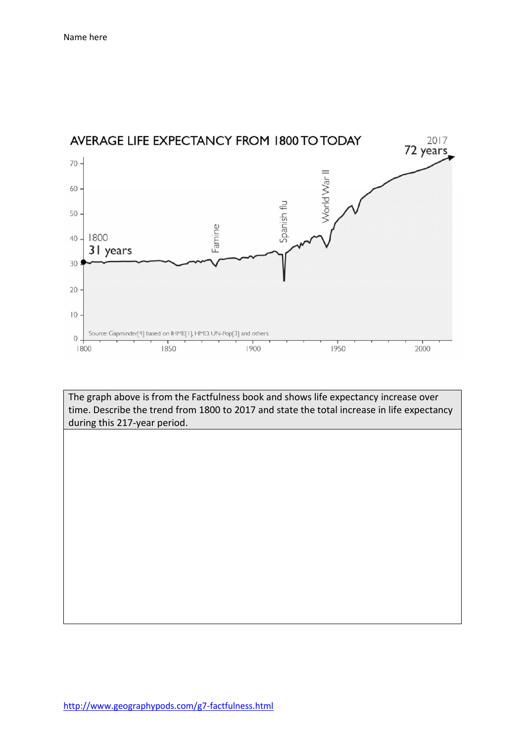Name here

AVERAGE LIFE EXPECTANCY FROM 1800 TO TODAY

2017
72 years

1800
31 years

Famine

Spanish flu

World War II

70
60
50
40
30
20
10
0

1800
1850
1900
1950
2000

Source: Gapminder[4] based on IHME[1], HMD, UN-Pop[3] and others.

| The graph above is from the Factfulness book and shows life expectancy increase over time. Describe the trend from 1800 to 2017 and state the total increase in life expectancy during this 217-year period. |
|---|
| |

http://www.geographypods.com/g7-factfulness.html